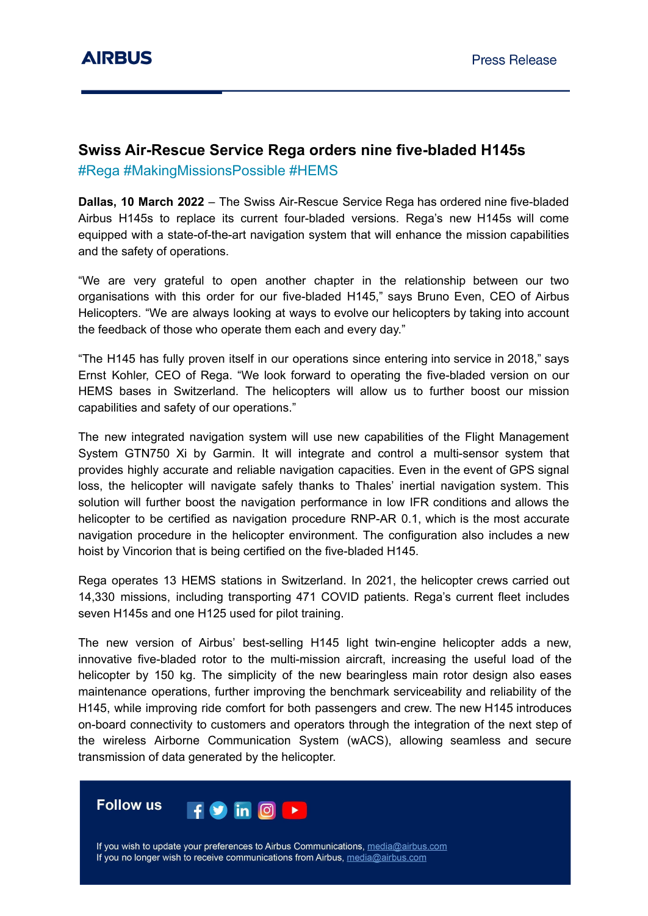AIRBUS

Press Release

# Swiss Air-Rescue Service Rega orders nine five-bladed H145s

#Rega #MakingMissionsPossible #HEMS

**Dallas, 10 March 2022** – The Swiss Air-Rescue Service Rega has ordered nine five-bladed Airbus H145s to replace its current four-bladed versions. Rega's new H145s will come equipped with a state-of-the-art navigation system that will enhance the mission capabilities and the safety of operations.

"We are very grateful to open another chapter in the relationship between our two organisations with this order for our five-bladed H145," says Bruno Even, CEO of Airbus Helicopters. "We are always looking at ways to evolve our helicopters by taking into account the feedback of those who operate them each and every day."

"The H145 has fully proven itself in our operations since entering into service in 2018," says Ernst Kohler, CEO of Rega. "We look forward to operating the five-bladed version on our HEMS bases in Switzerland. The helicopters will allow us to further boost our mission capabilities and safety of our operations."

The new integrated navigation system will use new capabilities of the Flight Management System GTN750 Xi by Garmin. It will integrate and control a multi-sensor system that provides highly accurate and reliable navigation capacities. Even in the event of GPS signal loss, the helicopter will navigate safely thanks to Thales' inertial navigation system. This solution will further boost the navigation performance in low IFR conditions and allows the helicopter to be certified as navigation procedure RNP-AR 0.1, which is the most accurate navigation procedure in the helicopter environment. The configuration also includes a new hoist by Vincorion that is being certified on the five-bladed H145.

Rega operates 13 HEMS stations in Switzerland. In 2021, the helicopter crews carried out 14,330 missions, including transporting 471 COVID patients. Rega's current fleet includes seven H145s and one H125 used for pilot training.

The new version of Airbus' best-selling H145 light twin-engine helicopter adds a new, innovative five-bladed rotor to the multi-mission aircraft, increasing the useful load of the helicopter by 150 kg. The simplicity of the new bearingless main rotor design also eases maintenance operations, further improving the benchmark serviceability and reliability of the H145, while improving ride comfort for both passengers and crew. The new H145 introduces on-board connectivity to customers and operators through the integration of the next step of the wireless Airborne Communication System (wACS), allowing seamless and secure transmission of data generated by the helicopter.

**Follow us**

If you wish to update your preferences to Airbus Communications, media@airbus.com
If you no longer wish to receive communications from Airbus, media@airbus.com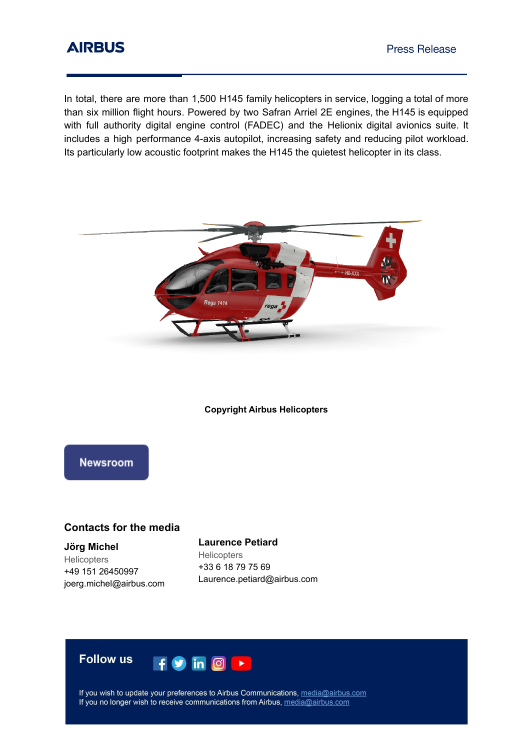In total, there are more than 1,500 H145 family helicopters in service, logging a total of more than six million flight hours. Powered by two Safran Arriel 2E engines, the H145 is equipped with full authority digital engine control (FADEC) and the Helionix digital avionics suite. It includes a high performance 4-axis autopilot, increasing safety and reducing pilot workload. Its particularly low acoustic footprint makes the H145 the quietest helicopter in its class.

**Copyright Airbus Helicopters**

Newsroom

## Contacts for the media

**Jörg Michel**
Helicopters
+49 151 26450997
joerg.michel@airbus.com

**Laurence Petiard**
Helicopters
+33 6 18 79 75 69
Laurence.petiard@airbus.com

**Follow us**

If you wish to update your preferences to Airbus Communications, media@airbus.com
If you no longer wish to receive communications from Airbus, media@airbus.com